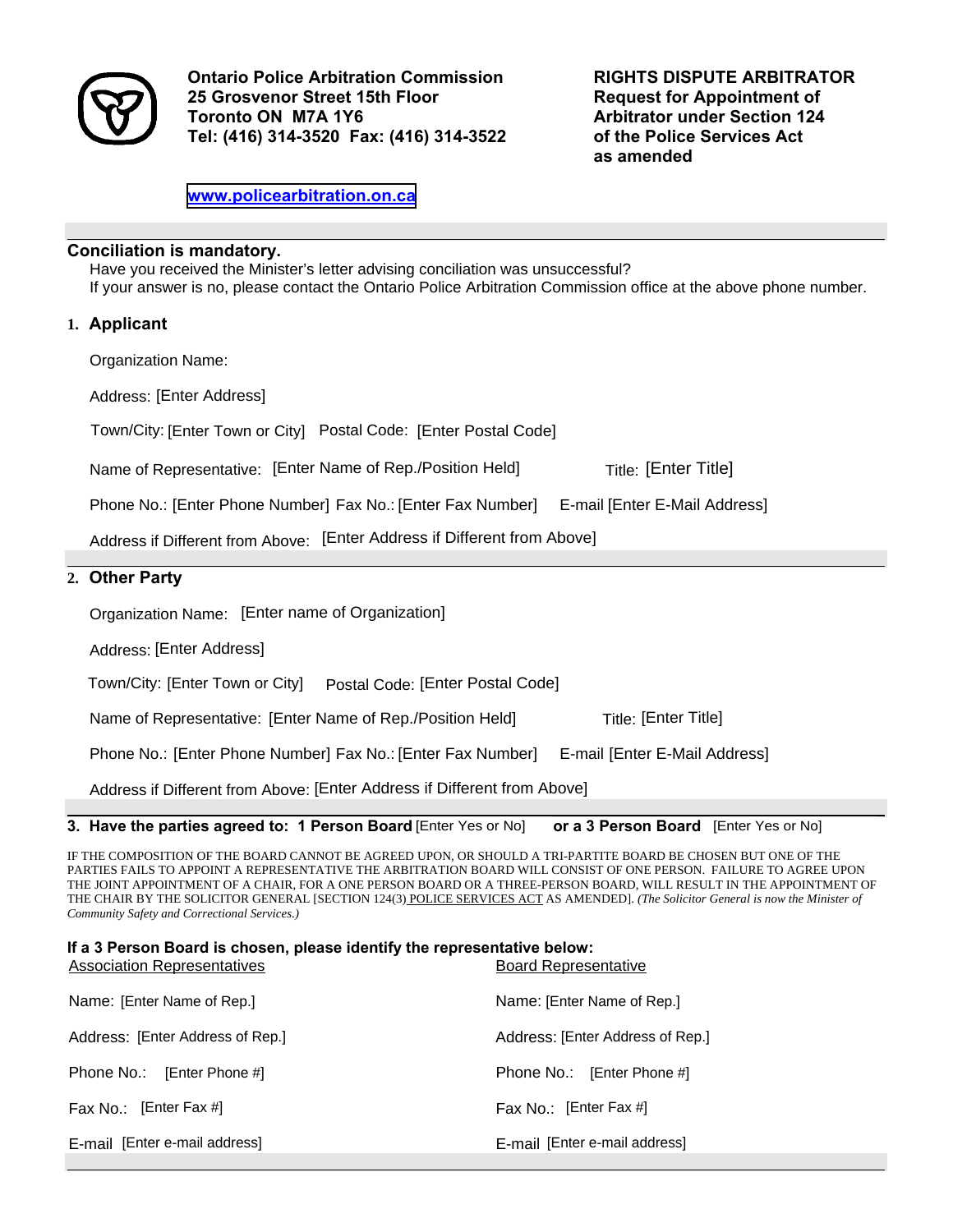**Ontario Police Arbitration Commission**
**25 Grosvenor Street 15th Floor**
**Toronto ON M7A 1Y6**
**Tel: (416) 314-3520 Fax: (416) 314-3522**

**www.policearbitration.on.ca**

**RIGHTS DISPUTE ARBITRATOR**
**Request for Appointment of Arbitrator under Section 124 of the Police Services Act as amended**

**Conciliation is mandatory.**

Have you received the Minister's letter advising conciliation was unsuccessful?
If your answer is no, please contact the Ontario Police Arbitration Commission office at the above phone number.

## 1. Applicant

Organization Name:

Address: [Enter Address]

Town/City: [Enter Town or City] Postal Code: [Enter Postal Code]

Name of Representative: [Enter Name of Rep./Position Held] Title: [Enter Title]

Phone No.: [Enter Phone Number] Fax No.: [Enter Fax Number] E-mail [Enter E-Mail Address]

Address if Different from Above: [Enter Address if Different from Above]

## 2. Other Party

Organization Name: [Enter name of Organization]

Address: [Enter Address]

Town/City: [Enter Town or City] Postal Code: [Enter Postal Code]

Name of Representative: [Enter Name of Rep./Position Held] Title: [Enter Title]

Phone No.: [Enter Phone Number] Fax No.: [Enter Fax Number] E-mail [Enter E-Mail Address]

Address if Different from Above: [Enter Address if Different from Above]

**3. Have the parties agreed to: 1 Person Board** [Enter Yes or No] **or a 3 Person Board** [Enter Yes or No]

IF THE COMPOSITION OF THE BOARD CANNOT BE AGREED UPON, OR SHOULD A TRI-PARTITE BOARD BE CHOSEN BUT ONE OF THE PARTIES FAILS TO APPOINT A REPRESENTATIVE THE ARBITRATION BOARD WILL CONSIST OF ONE PERSON. FAILURE TO AGREE UPON THE JOINT APPOINTMENT OF A CHAIR, FOR A ONE PERSON BOARD OR A THREE-PERSON BOARD, WILL RESULT IN THE APPOINTMENT OF THE CHAIR BY THE SOLICITOR GENERAL [SECTION 124(3) POLICE SERVICES ACT AS AMENDED]. *(The Solicitor General is now the Minister of Community Safety and Correctional Services.)*

**If a 3 Person Board is chosen, please identify the representative below:**

| Association Representatives | Board Representative |
|---|---|
| Name: [Enter Name of Rep.] | Name: [Enter Name of Rep.] |
| Address: [Enter Address of Rep.] | Address: [Enter Address of Rep.] |
| Phone No.: [Enter Phone #] | Phone No.: [Enter Phone #] |
| Fax No.: [Enter Fax #] | Fax No.: [Enter Fax #] |
| E-mail [Enter e-mail address] | E-mail [Enter e-mail address] |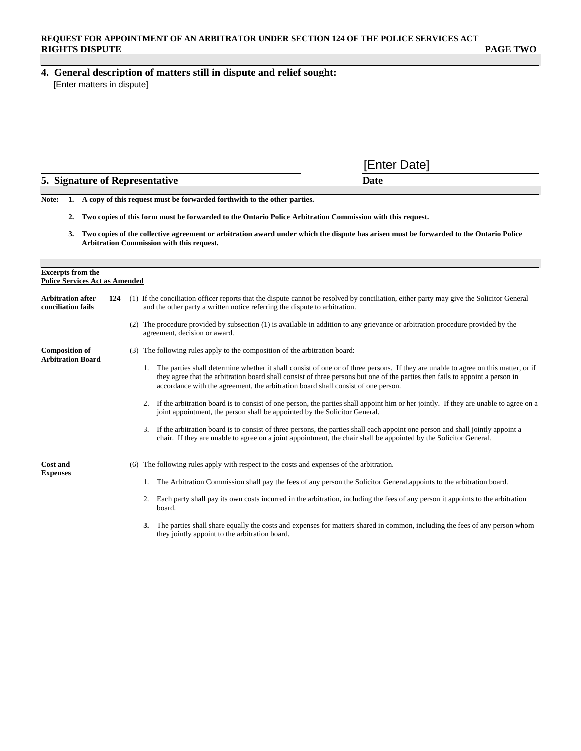## 4. General description of matters still in dispute and relief sought:

[Enter matters in dispute]

[Enter Date]

**5. Signature of Representative** **Date**

**Note:**

1. **A copy of this request must be forwarded forthwith to the other parties.**
2. **Two copies of this form must be forwarded to the Ontario Police Arbitration Commission with this request.**
3. **Two copies of the collective agreement or arbitration award under which the dispute has arisen must be forwarded to the Ontario Police Arbitration Commission with this request.**

**Excerpts from the**
**Police Services Act as Amended**

**Arbitration after conciliation fails**

**124** (1) If the conciliation officer reports that the dispute cannot be resolved by conciliation, either party may give the Solicitor General and the other party a written notice referring the dispute to arbitration.

(2) The procedure provided by subsection (1) is available in addition to any grievance or arbitration procedure provided by the agreement, decision or award.

**Composition of Arbitration Board**

(3) The following rules apply to the composition of the arbitration board:

1. The parties shall determine whether it shall consist of one or of three persons. If they are unable to agree on this matter, or if they agree that the arbitration board shall consist of three persons but one of the parties then fails to appoint a person in accordance with the agreement, the arbitration board shall consist of one person.
2. If the arbitration board is to consist of one person, the parties shall appoint him or her jointly. If they are unable to agree on a joint appointment, the person shall be appointed by the Solicitor General.
3. If the arbitration board is to consist of three persons, the parties shall each appoint one person and shall jointly appoint a chair. If they are unable to agree on a joint appointment, the chair shall be appointed by the Solicitor General.

**Cost and Expenses**

(6) The following rules apply with respect to the costs and expenses of the arbitration.

1. The Arbitration Commission shall pay the fees of any person the Solicitor General.appoints to the arbitration board.
2. Each party shall pay its own costs incurred in the arbitration, including the fees of any person it appoints to the arbitration board.
3. The parties shall share equally the costs and expenses for matters shared in common, including the fees of any person whom they jointly appoint to the arbitration board.